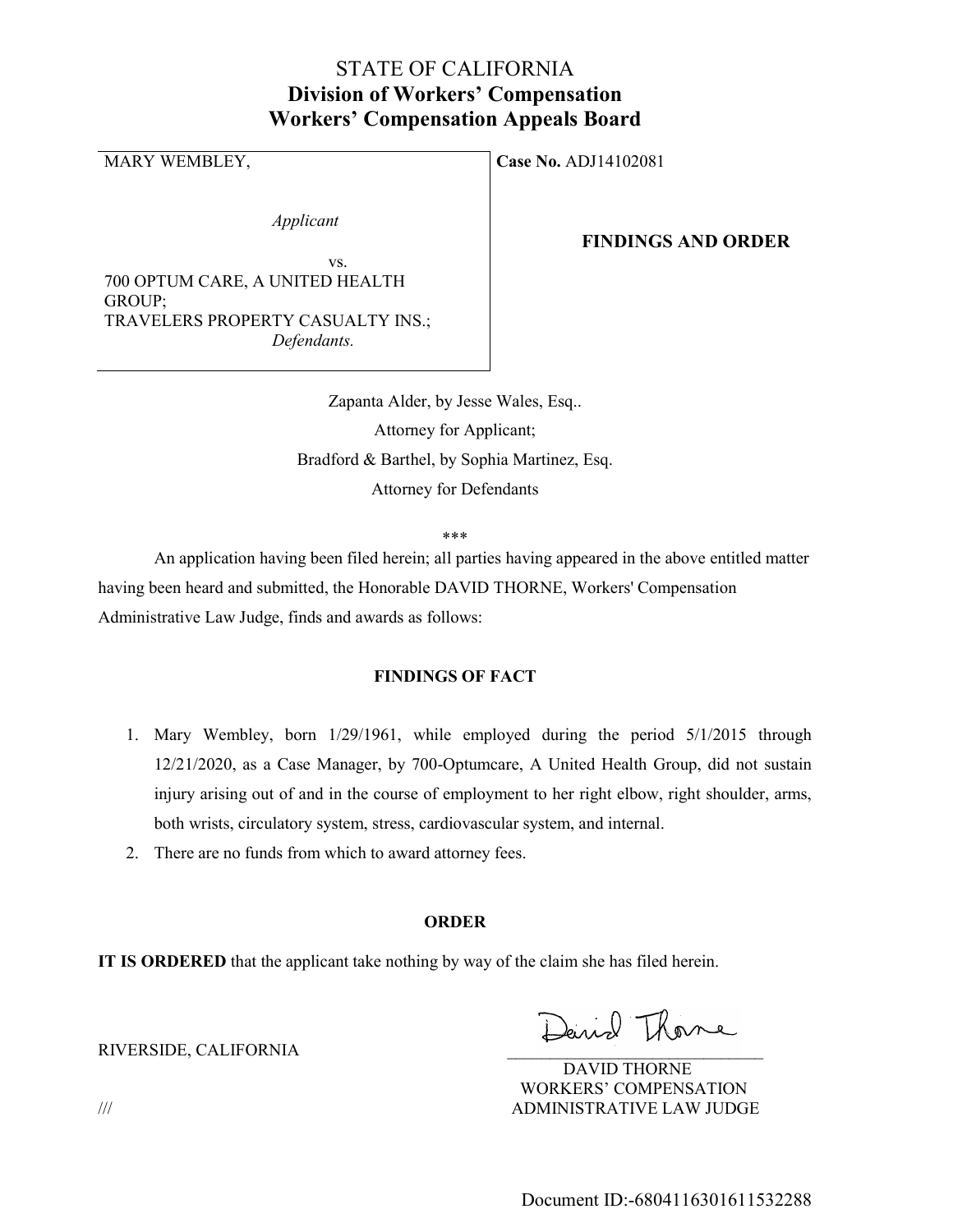# STATE OF CALIFORNIA
## Division of Workers' Compensation
## Workers' Compensation Appeals Board

| | |
|---|---|
| MARY WEMBLEY,<br><br>*Applicant*<br><br>vs.<br>700 OPTUM CARE, A UNITED HEALTH GROUP;<br>TRAVELERS PROPERTY CASUALTY INS.;<br>*Defendants.* | **Case No.** ADJ14102081<br><br>**FINDINGS AND ORDER** |

Zapanta Alder, by Jesse Wales, Esq..
Attorney for Applicant;
Bradford & Barthel, by Sophia Martinez, Esq.
Attorney for Defendants

\*\*\*

An application having been filed herein; all parties having appeared in the above entitled matter having been heard and submitted, the Honorable DAVID THORNE, Workers' Compensation Administrative Law Judge, finds and awards as follows:

**FINDINGS OF FACT**

1. Mary Wembley, born 1/29/1961, while employed during the period 5/1/2015 through 12/21/2020, as a Case Manager, by 700-Optumcare, A United Health Group, did not sustain injury arising out of and in the course of employment to her right elbow, right shoulder, arms, both wrists, circulatory system, stress, cardiovascular system, and internal.
2. There are no funds from which to award attorney fees.

**ORDER**

**IT IS ORDERED** that the applicant take nothing by way of the claim she has filed herein.

RIVERSIDE, CALIFORNIA

DAVID THORNE
WORKERS' COMPENSATION
ADMINISTRATIVE LAW JUDGE

///

Document ID:-6804116301611532288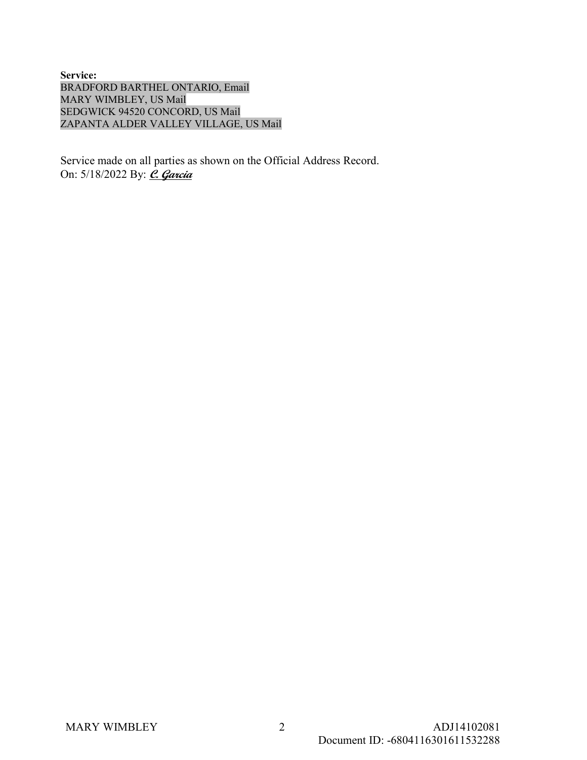**Service:**
BRADFORD BARTHEL ONTARIO, Email
MARY WIMBLEY, US Mail
SEDGWICK 94520 CONCORD, US Mail
ZAPANTA ALDER VALLEY VILLAGE, US Mail

Service made on all parties as shown on the Official Address Record.
On: 5/18/2022 By: ***C. Garcia***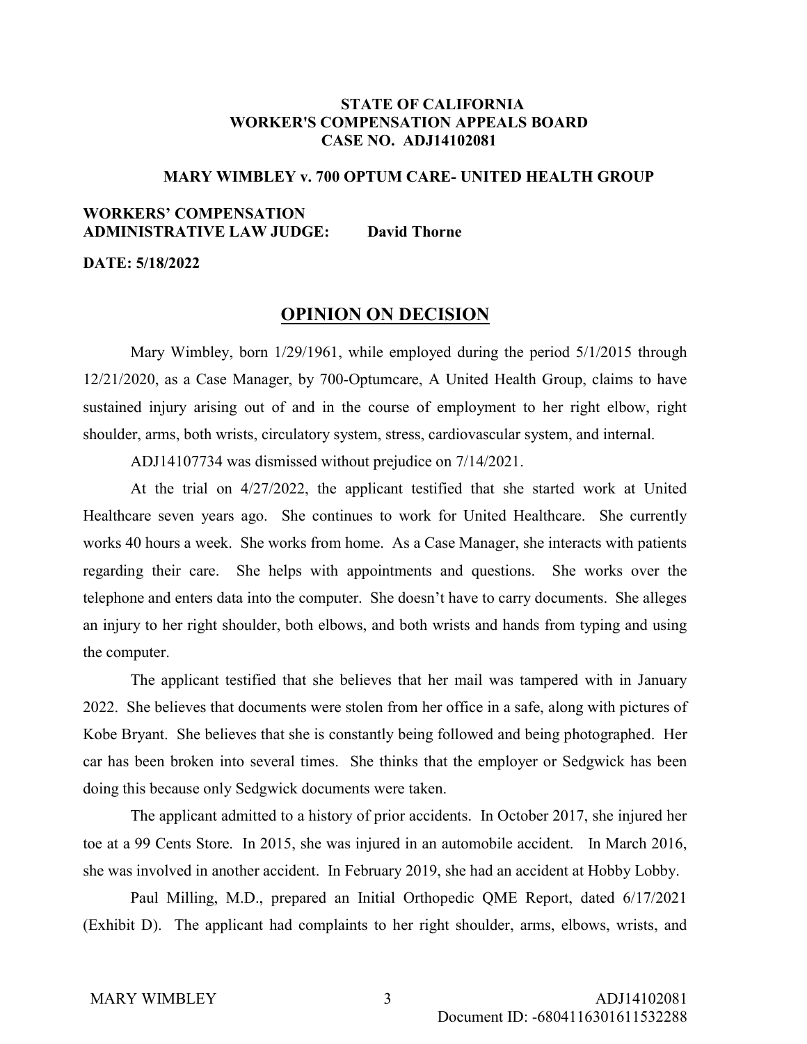**STATE OF CALIFORNIA**
**WORKER'S COMPENSATION APPEALS BOARD**
**CASE NO. ADJ14102081**

**MARY WIMBLEY v. 700 OPTUM CARE- UNITED HEALTH GROUP**

**WORKERS' COMPENSATION ADMINISTRATIVE LAW JUDGE: David Thorne**

**DATE: 5/18/2022**

## OPINION ON DECISION

Mary Wimbley, born 1/29/1961, while employed during the period 5/1/2015 through 12/21/2020, as a Case Manager, by 700-Optumcare, A United Health Group, claims to have sustained injury arising out of and in the course of employment to her right elbow, right shoulder, arms, both wrists, circulatory system, stress, cardiovascular system, and internal.

ADJ14107734 was dismissed without prejudice on 7/14/2021.

At the trial on 4/27/2022, the applicant testified that she started work at United Healthcare seven years ago. She continues to work for United Healthcare. She currently works 40 hours a week. She works from home. As a Case Manager, she interacts with patients regarding their care. She helps with appointments and questions. She works over the telephone and enters data into the computer. She doesn't have to carry documents. She alleges an injury to her right shoulder, both elbows, and both wrists and hands from typing and using the computer.

The applicant testified that she believes that her mail was tampered with in January 2022. She believes that documents were stolen from her office in a safe, along with pictures of Kobe Bryant. She believes that she is constantly being followed and being photographed. Her car has been broken into several times. She thinks that the employer or Sedgwick has been doing this because only Sedgwick documents were taken.

The applicant admitted to a history of prior accidents. In October 2017, she injured her toe at a 99 Cents Store. In 2015, she was injured in an automobile accident. In March 2016, she was involved in another accident. In February 2019, she had an accident at Hobby Lobby.

Paul Milling, M.D., prepared an Initial Orthopedic QME Report, dated 6/17/2021 (Exhibit D). The applicant had complaints to her right shoulder, arms, elbows, wrists, and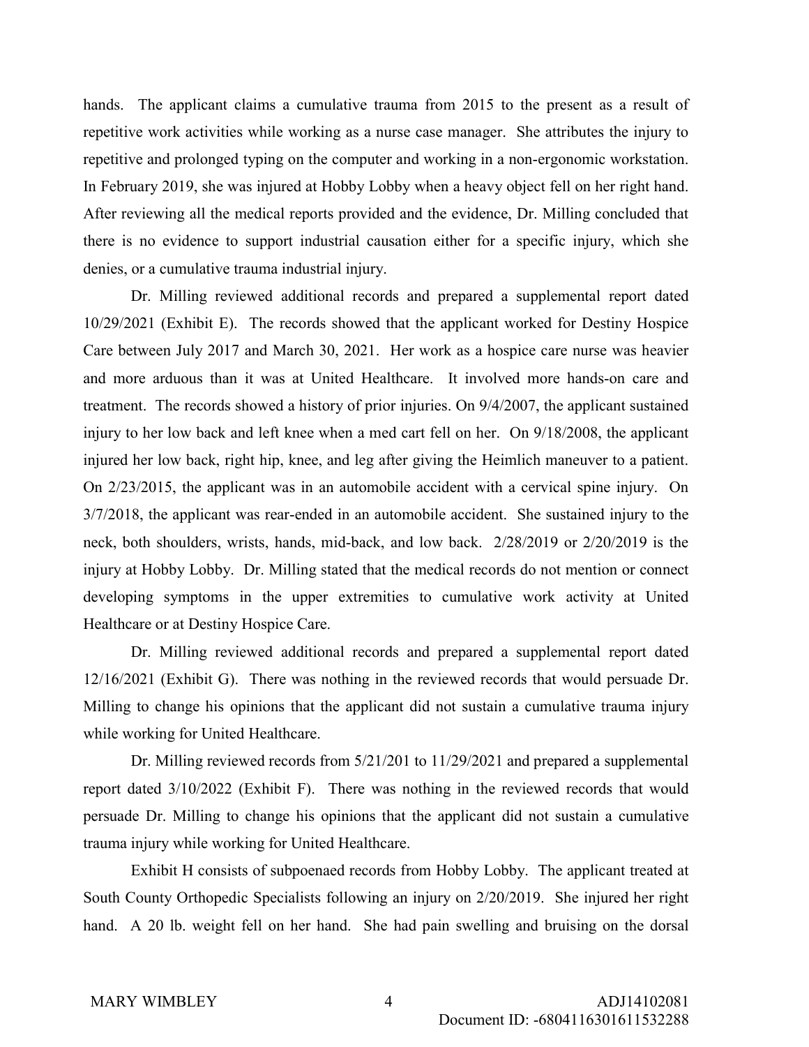hands. The applicant claims a cumulative trauma from 2015 to the present as a result of repetitive work activities while working as a nurse case manager. She attributes the injury to repetitive and prolonged typing on the computer and working in a non-ergonomic workstation. In February 2019, she was injured at Hobby Lobby when a heavy object fell on her right hand. After reviewing all the medical reports provided and the evidence, Dr. Milling concluded that there is no evidence to support industrial causation either for a specific injury, which she denies, or a cumulative trauma industrial injury.

Dr. Milling reviewed additional records and prepared a supplemental report dated 10/29/2021 (Exhibit E). The records showed that the applicant worked for Destiny Hospice Care between July 2017 and March 30, 2021. Her work as a hospice care nurse was heavier and more arduous than it was at United Healthcare. It involved more hands-on care and treatment. The records showed a history of prior injuries. On 9/4/2007, the applicant sustained injury to her low back and left knee when a med cart fell on her. On 9/18/2008, the applicant injured her low back, right hip, knee, and leg after giving the Heimlich maneuver to a patient. On 2/23/2015, the applicant was in an automobile accident with a cervical spine injury. On 3/7/2018, the applicant was rear-ended in an automobile accident. She sustained injury to the neck, both shoulders, wrists, hands, mid-back, and low back. 2/28/2019 or 2/20/2019 is the injury at Hobby Lobby. Dr. Milling stated that the medical records do not mention or connect developing symptoms in the upper extremities to cumulative work activity at United Healthcare or at Destiny Hospice Care.

Dr. Milling reviewed additional records and prepared a supplemental report dated 12/16/2021 (Exhibit G). There was nothing in the reviewed records that would persuade Dr. Milling to change his opinions that the applicant did not sustain a cumulative trauma injury while working for United Healthcare.

Dr. Milling reviewed records from 5/21/201 to 11/29/2021 and prepared a supplemental report dated 3/10/2022 (Exhibit F). There was nothing in the reviewed records that would persuade Dr. Milling to change his opinions that the applicant did not sustain a cumulative trauma injury while working for United Healthcare.

Exhibit H consists of subpoenaed records from Hobby Lobby. The applicant treated at South County Orthopedic Specialists following an injury on 2/20/2019. She injured her right hand. A 20 lb. weight fell on her hand. She had pain swelling and bruising on the dorsal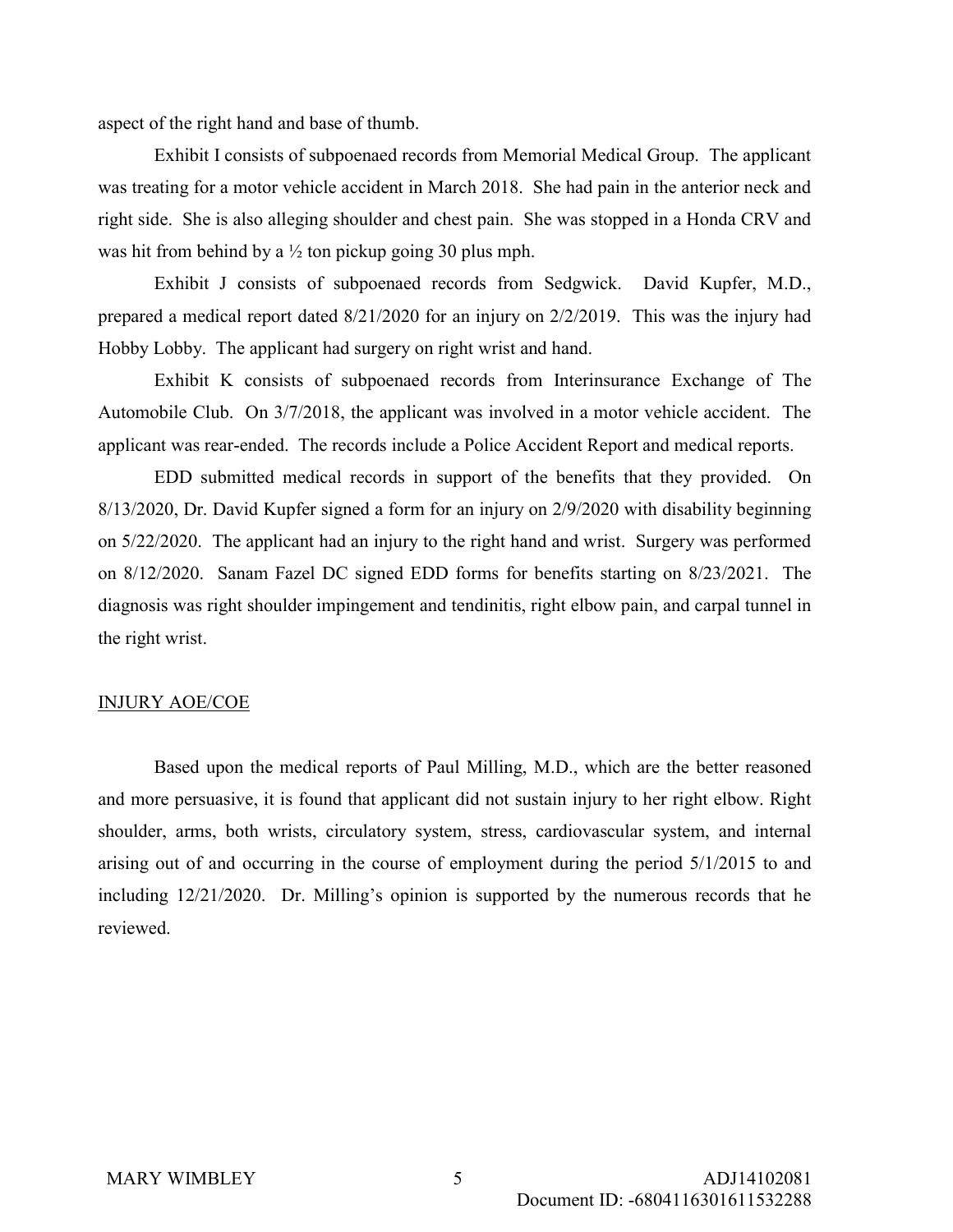aspect of the right hand and base of thumb.

Exhibit I consists of subpoenaed records from Memorial Medical Group. The applicant was treating for a motor vehicle accident in March 2018. She had pain in the anterior neck and right side. She is also alleging shoulder and chest pain. She was stopped in a Honda CRV and was hit from behind by a ½ ton pickup going 30 plus mph.

Exhibit J consists of subpoenaed records from Sedgwick. David Kupfer, M.D., prepared a medical report dated 8/21/2020 for an injury on 2/2/2019. This was the injury had Hobby Lobby. The applicant had surgery on right wrist and hand.

Exhibit K consists of subpoenaed records from Interinsurance Exchange of The Automobile Club. On 3/7/2018, the applicant was involved in a motor vehicle accident. The applicant was rear-ended. The records include a Police Accident Report and medical reports.

EDD submitted medical records in support of the benefits that they provided. On 8/13/2020, Dr. David Kupfer signed a form for an injury on 2/9/2020 with disability beginning on 5/22/2020. The applicant had an injury to the right hand and wrist. Surgery was performed on 8/12/2020. Sanam Fazel DC signed EDD forms for benefits starting on 8/23/2021. The diagnosis was right shoulder impingement and tendinitis, right elbow pain, and carpal tunnel in the right wrist.

<u>INJURY AOE/COE</u>

Based upon the medical reports of Paul Milling, M.D., which are the better reasoned and more persuasive, it is found that applicant did not sustain injury to her right elbow. Right shoulder, arms, both wrists, circulatory system, stress, cardiovascular system, and internal arising out of and occurring in the course of employment during the period 5/1/2015 to and including 12/21/2020. Dr. Milling's opinion is supported by the numerous records that he reviewed.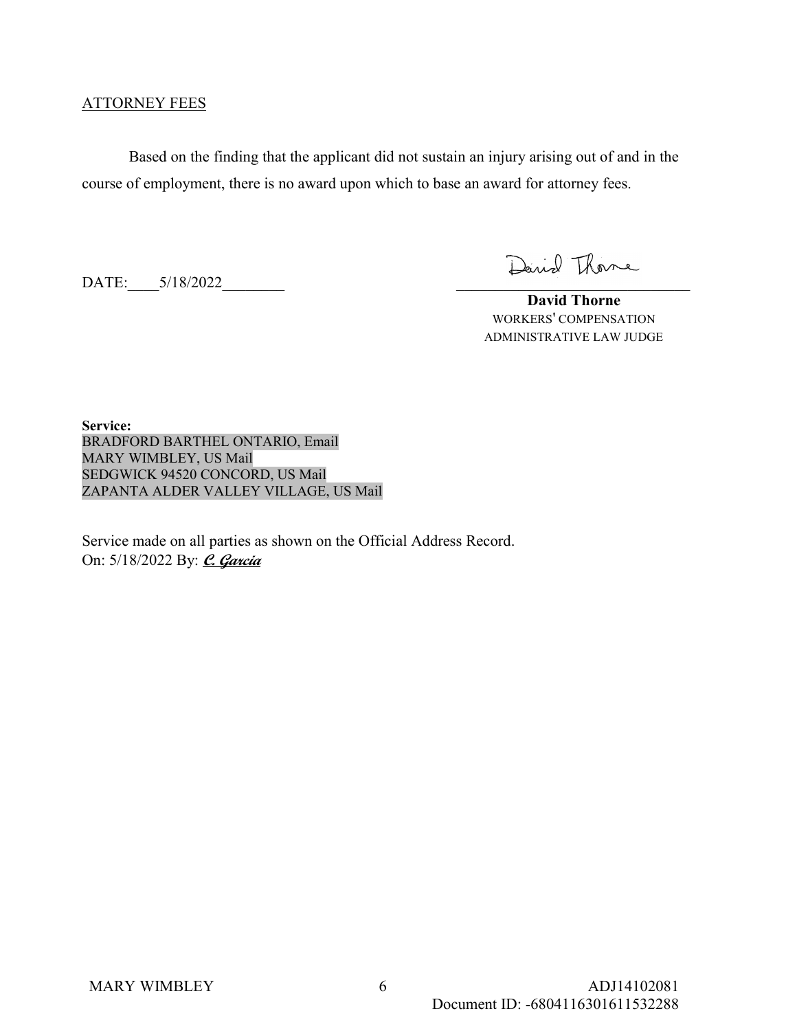ATTORNEY FEES

Based on the finding that the applicant did not sustain an injury arising out of and in the course of employment, there is no award upon which to base an award for attorney fees.

DATE:____5/18/2022________

David Thorne

**David Thorne**
WORKERS' COMPENSATION
ADMINISTRATIVE LAW JUDGE

**Service:**
BRADFORD BARTHEL ONTARIO, Email
MARY WIMBLEY, US Mail
SEDGWICK 94520 CONCORD, US Mail
ZAPANTA ALDER VALLEY VILLAGE, US Mail

Service made on all parties as shown on the Official Address Record.
On: 5/18/2022 By: ***C. Garcia***

MARY WIMBLEY ADJ14102081
Document ID: -6804116301611532288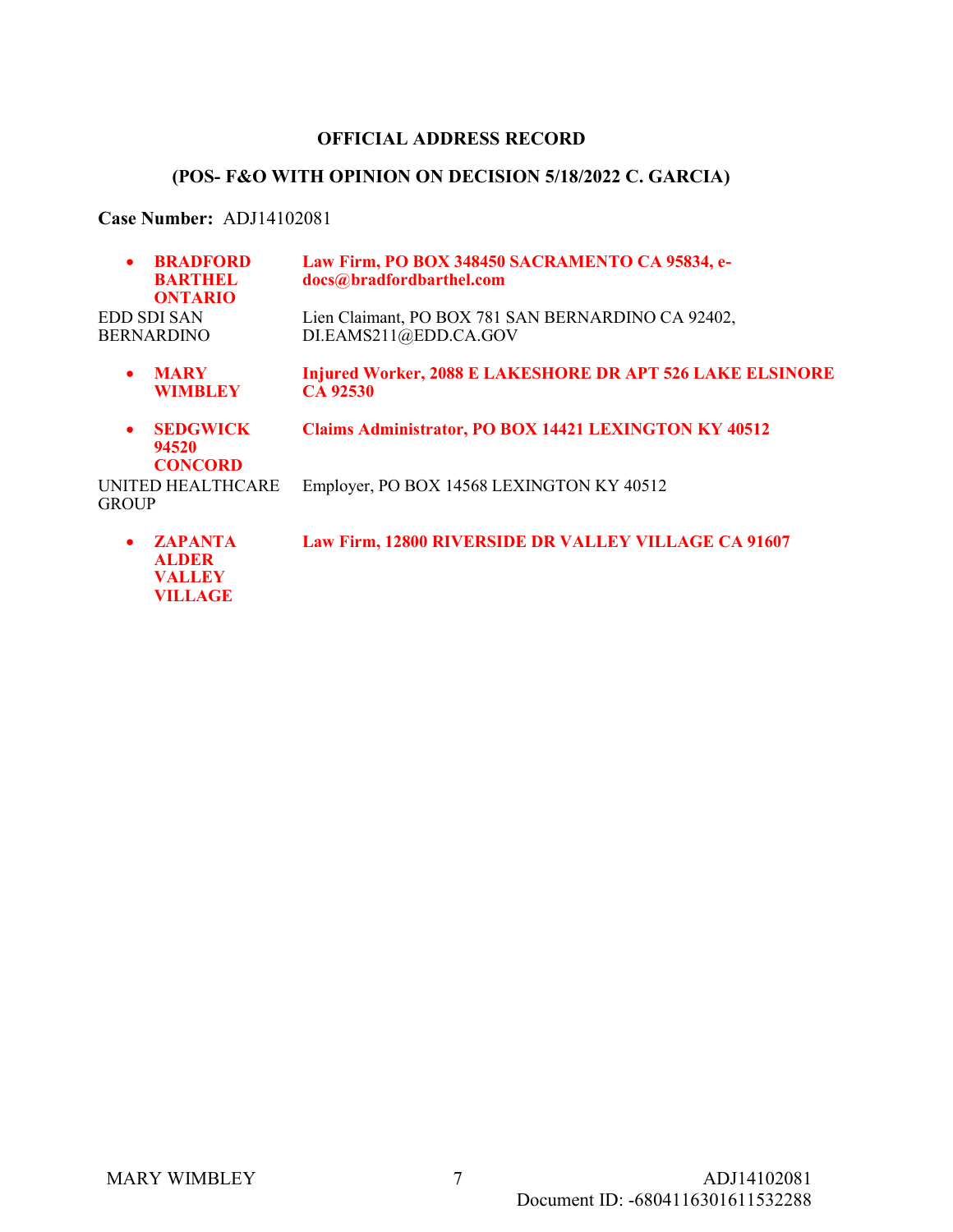**OFFICIAL ADDRESS RECORD**

**(POS- F&O WITH OPINION ON DECISION 5/18/2022 C. GARCIA)**

**Case Number:** ADJ14102081

| | |
|---|---|
| • **BRADFORD BARTHEL ONTARIO** | **Law Firm, PO BOX 348450 SACRAMENTO CA 95834, e-docs@bradfordbarthel.com** |
| EDD SDI SAN BERNARDINO | Lien Claimant, PO BOX 781 SAN BERNARDINO CA 92402, DI.EAMS211@EDD.CA.GOV |
| • **MARY WIMBLEY** | **Injured Worker, 2088 E LAKESHORE DR APT 526 LAKE ELSINORE CA 92530** |
| • **SEDGWICK 94520 CONCORD** | **Claims Administrator, PO BOX 14421 LEXINGTON KY 40512** |
| UNITED HEALTHCARE GROUP | Employer, PO BOX 14568 LEXINGTON KY 40512 |
| • **ZAPANTA ALDER VALLEY VILLAGE** | **Law Firm, 12800 RIVERSIDE DR VALLEY VILLAGE CA 91607** |

Document ID: -6804116301611532288